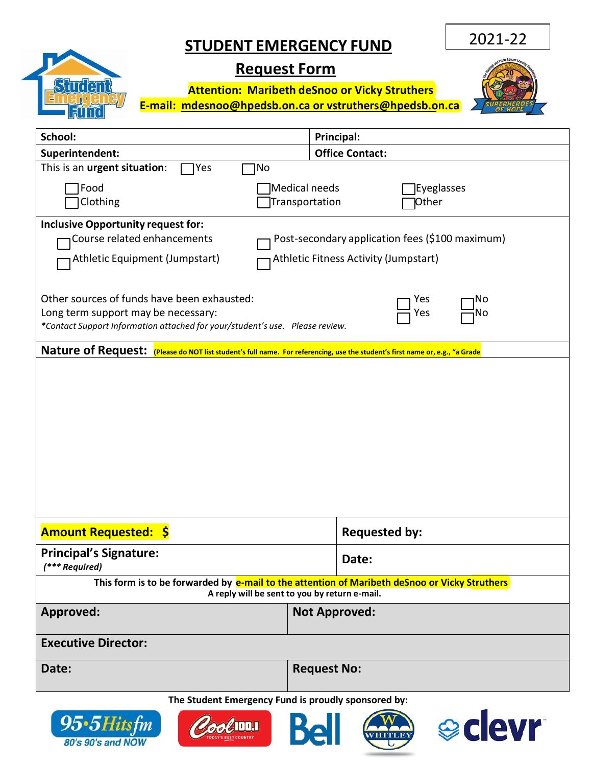2021-22

# STUDENT EMERGENCY FUND

## Request Form

**Attention: Maribeth deSnoo or Vicky Struthers**
**E-mail: mdesnoo@hpedsb.on.ca or vstruthers@hpedsb.on.ca**

| **School:** | **Principal:** |
|---|---|
| **Superintendent:** | **Office Contact:** |

This is an **urgent situation**: ☐ Yes ☐ No

☐ Food ☐ Medical needs ☐ Eyeglasses
☐ Clothing ☐ Transportation ☐ Other

**Inclusive Opportunity request for:**

☐ Course related enhancements ☐ Post-secondary application fees ($100 maximum)
☐ Athletic Equipment (Jumpstart) ☐ Athletic Fitness Activity (Jumpstart)

Other sources of funds have been exhausted: ☐ Yes ☐ No
Long term support may be necessary: ☐ Yes ☐ No
*\*Contact Support Information attached for your/student's use. Please review.*

**Nature of Request:** **(Please do NOT list student's full name. For referencing, use the student's first name or, e.g., "a Grade**

| **Amount Requested: $** | **Requested by:** |
|---|---|
| **Principal's Signature:** *(\*\*\* Required)* | **Date:** |

**This form is to be forwarded by e-mail to the attention of Maribeth deSnoo or Vicky Struthers**
**A reply will be sent to you by return e-mail.**

| **Approved:** | **Not Approved:** |
|---|---|
| **Executive Director:** | |
| **Date:** | **Request No:** |

**The Student Emergency Fund is proudly sponsored by:**

95.5 Hits fm — 80's 90's and NOW | Cool 100.1 Today's Best Country | Bell | Whitley | clevr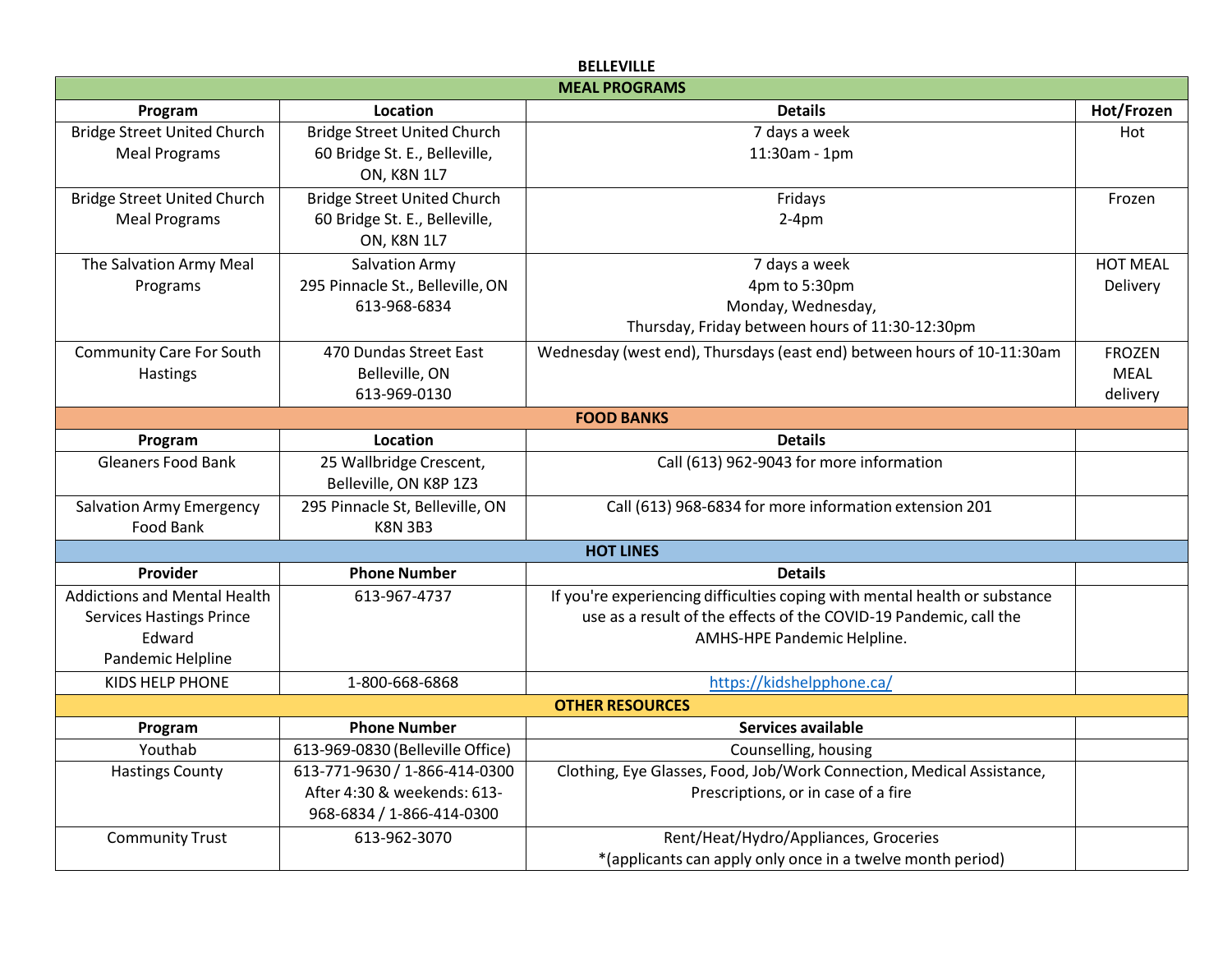# BELLEVILLE

## MEAL PROGRAMS

| Program | Location | Details | Hot/Frozen |
|---|---|---|---|
| Bridge Street United Church Meal Programs | Bridge Street United Church 60 Bridge St. E., Belleville, ON, K8N 1L7 | 7 days a week 11:30am - 1pm | Hot |
| Bridge Street United Church Meal Programs | Bridge Street United Church 60 Bridge St. E., Belleville, ON, K8N 1L7 | Fridays 2-4pm | Frozen |
| The Salvation Army Meal Programs | Salvation Army 295 Pinnacle St., Belleville, ON 613-968-6834 | 7 days a week 4pm to 5:30pm Monday, Wednesday, Thursday, Friday between hours of 11:30-12:30pm | HOT MEAL Delivery |
| Community Care For South Hastings | 470 Dundas Street East Belleville, ON 613-969-0130 | Wednesday (west end), Thursdays (east end) between hours of 10-11:30am | FROZEN MEAL delivery |

## FOOD BANKS

| Program | Location | Details | |
|---|---|---|---|
| Gleaners Food Bank | 25 Wallbridge Crescent, Belleville, ON K8P 1Z3 | Call (613) 962-9043 for more information | |
| Salvation Army Emergency Food Bank | 295 Pinnacle St, Belleville, ON K8N 3B3 | Call (613) 968-6834 for more information extension 201 | |

## HOT LINES

| Provider | Phone Number | Details | |
|---|---|---|---|
| Addictions and Mental Health Services Hastings Prince Edward Pandemic Helpline | 613-967-4737 | If you're experiencing difficulties coping with mental health or substance use as a result of the effects of the COVID-19 Pandemic, call the AMHS-HPE Pandemic Helpline. | |
| KIDS HELP PHONE | 1-800-668-6868 | https://kidshelpphone.ca/ | |

## OTHER RESOURCES

| Program | Phone Number | Services available | |
|---|---|---|---|
| Youthab | 613-969-0830 (Belleville Office) | Counselling, housing | |
| Hastings County | 613-771-9630 / 1-866-414-0300 After 4:30 & weekends: 613-968-6834 / 1-866-414-0300 | Clothing, Eye Glasses, Food, Job/Work Connection, Medical Assistance, Prescriptions, or in case of a fire | |
| Community Trust | 613-962-3070 | Rent/Heat/Hydro/Appliances, Groceries *(applicants can apply only once in a twelve month period) | |